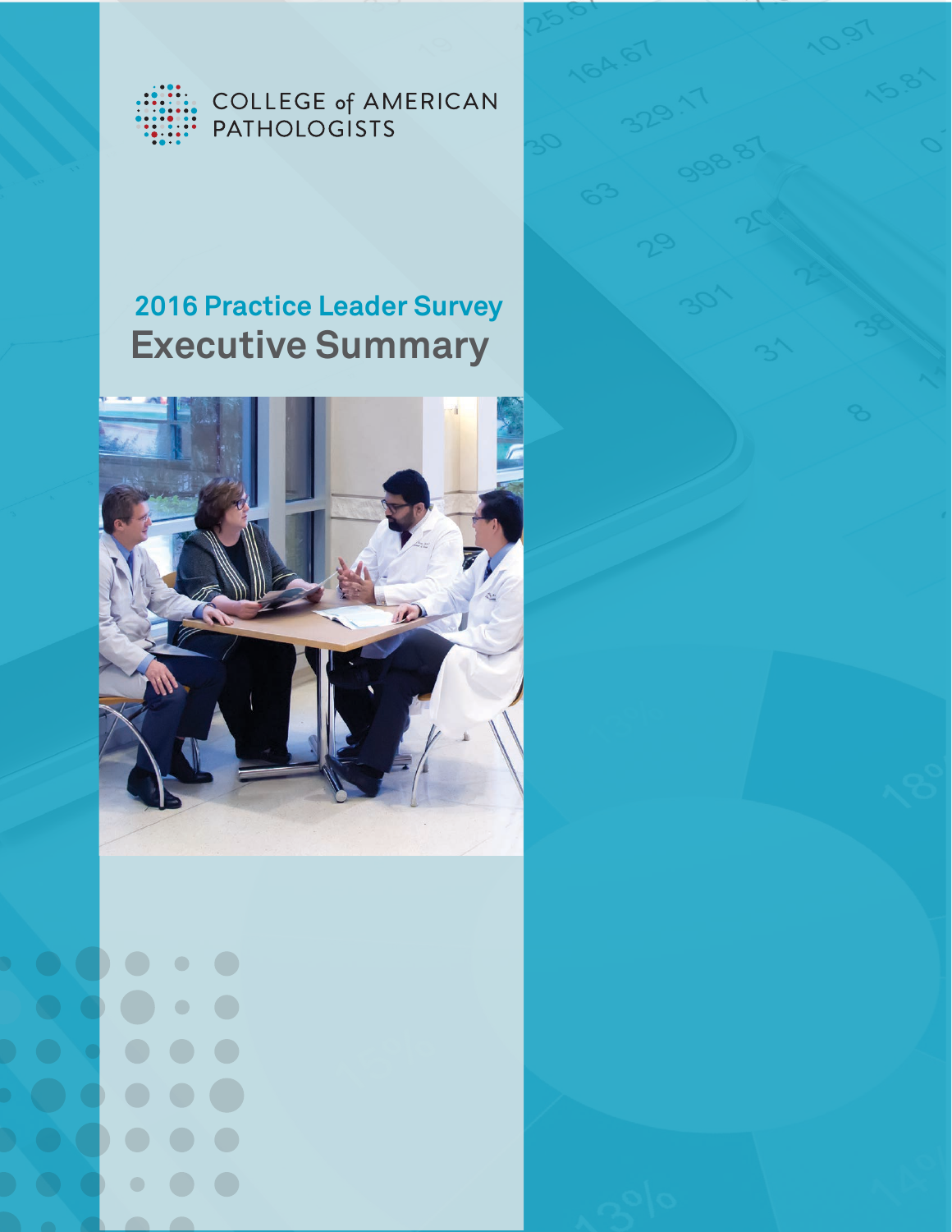COLLEGE of AMERICAN PATHOLOGISTS

# 2016 Practice Leader Survey

# Executive Summary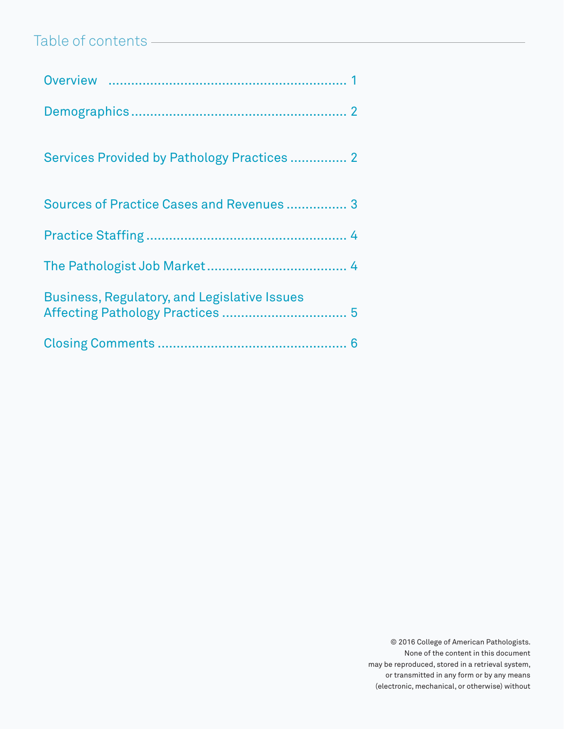## Table of contents

Overview ................................................................ 1

Demographics ......................................................... 2

Services Provided by Pathology Practices ............... 2

Sources of Practice Cases and Revenues ................ 3

Practice Staffing ..................................................... 4

The Pathologist Job Market .................................... 4

Business, Regulatory, and Legislative Issues Affecting Pathology Practices ................................. 5

Closing Comments .................................................. 6

© 2016 College of American Pathologists.
None of the content in this document
may be reproduced, stored in a retrieval system,
or transmitted in any form or by any means
(electronic, mechanical, or otherwise) without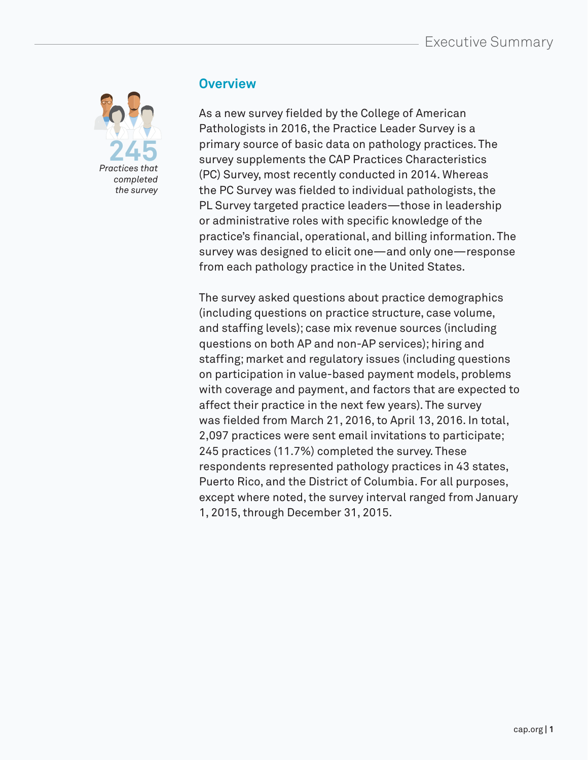245
*Practices that completed the survey*

## Overview

As a new survey fielded by the College of American Pathologists in 2016, the Practice Leader Survey is a primary source of basic data on pathology practices. The survey supplements the CAP Practices Characteristics (PC) Survey, most recently conducted in 2014. Whereas the PC Survey was fielded to individual pathologists, the PL Survey targeted practice leaders—those in leadership or administrative roles with specific knowledge of the practice's financial, operational, and billing information. The survey was designed to elicit one—and only one—response from each pathology practice in the United States.

The survey asked questions about practice demographics (including questions on practice structure, case volume, and staffing levels); case mix revenue sources (including questions on both AP and non-AP services); hiring and staffing; market and regulatory issues (including questions on participation in value-based payment models, problems with coverage and payment, and factors that are expected to affect their practice in the next few years). The survey was fielded from March 21, 2016, to April 13, 2016. In total, 2,097 practices were sent email invitations to participate; 245 practices (11.7%) completed the survey. These respondents represented pathology practices in 43 states, Puerto Rico, and the District of Columbia. For all purposes, except where noted, the survey interval ranged from January 1, 2015, through December 31, 2015.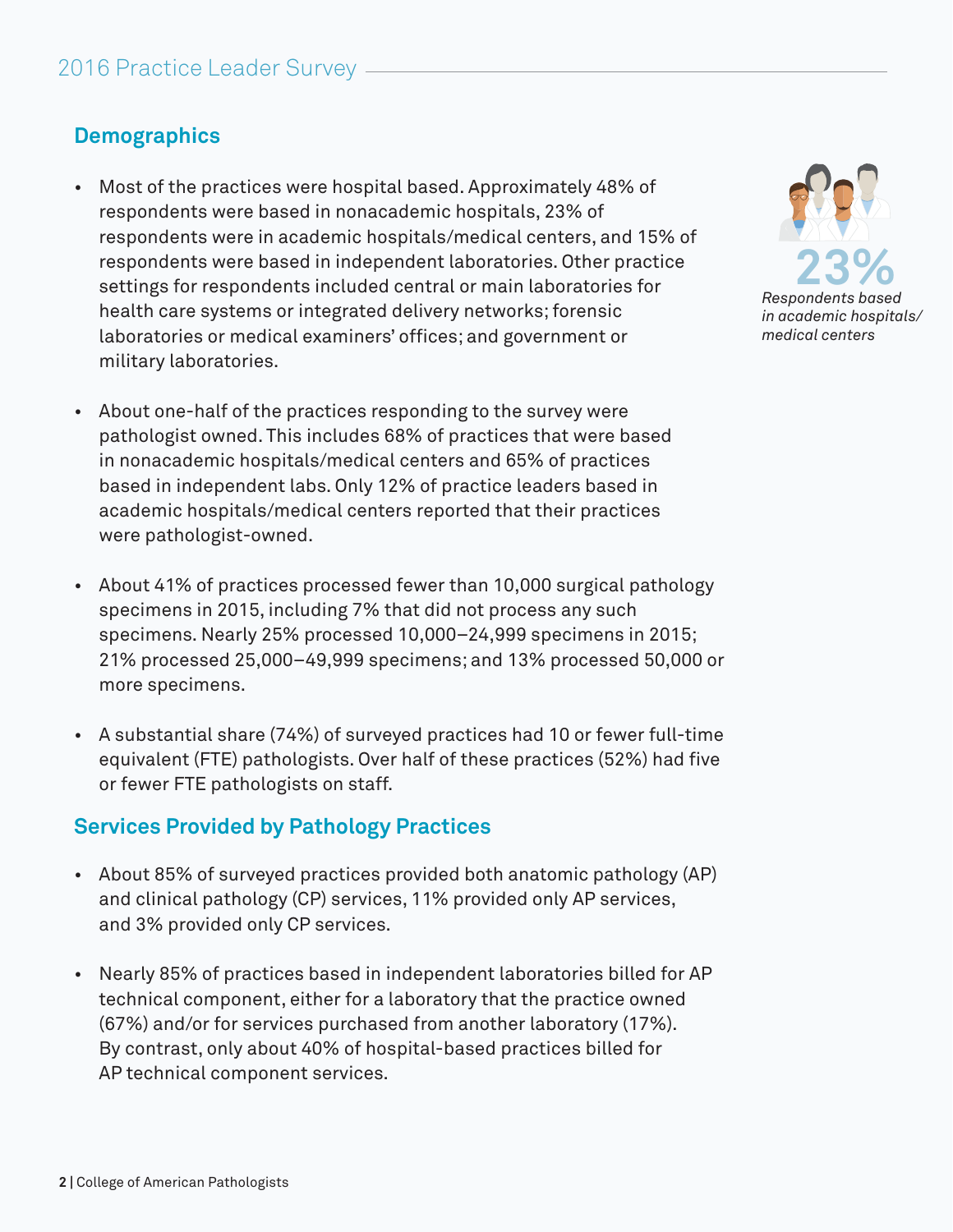## Demographics

- Most of the practices were hospital based. Approximately 48% of respondents were based in nonacademic hospitals, 23% of respondents were in academic hospitals/medical centers, and 15% of respondents were based in independent laboratories. Other practice settings for respondents included central or main laboratories for health care systems or integrated delivery networks; forensic laboratories or medical examiners' offices; and government or military laboratories.

**23%**
*Respondents based in academic hospitals/ medical centers*

- About one-half of the practices responding to the survey were pathologist owned. This includes 68% of practices that were based in nonacademic hospitals/medical centers and 65% of practices based in independent labs. Only 12% of practice leaders based in academic hospitals/medical centers reported that their practices were pathologist-owned.

- About 41% of practices processed fewer than 10,000 surgical pathology specimens in 2015, including 7% that did not process any such specimens. Nearly 25% processed 10,000–24,999 specimens in 2015; 21% processed 25,000–49,999 specimens; and 13% processed 50,000 or more specimens.

- A substantial share (74%) of surveyed practices had 10 or fewer full-time equivalent (FTE) pathologists. Over half of these practices (52%) had five or fewer FTE pathologists on staff.

## Services Provided by Pathology Practices

- About 85% of surveyed practices provided both anatomic pathology (AP) and clinical pathology (CP) services, 11% provided only AP services, and 3% provided only CP services.

- Nearly 85% of practices based in independent laboratories billed for AP technical component, either for a laboratory that the practice owned (67%) and/or for services purchased from another laboratory (17%). By contrast, only about 40% of hospital-based practices billed for AP technical component services.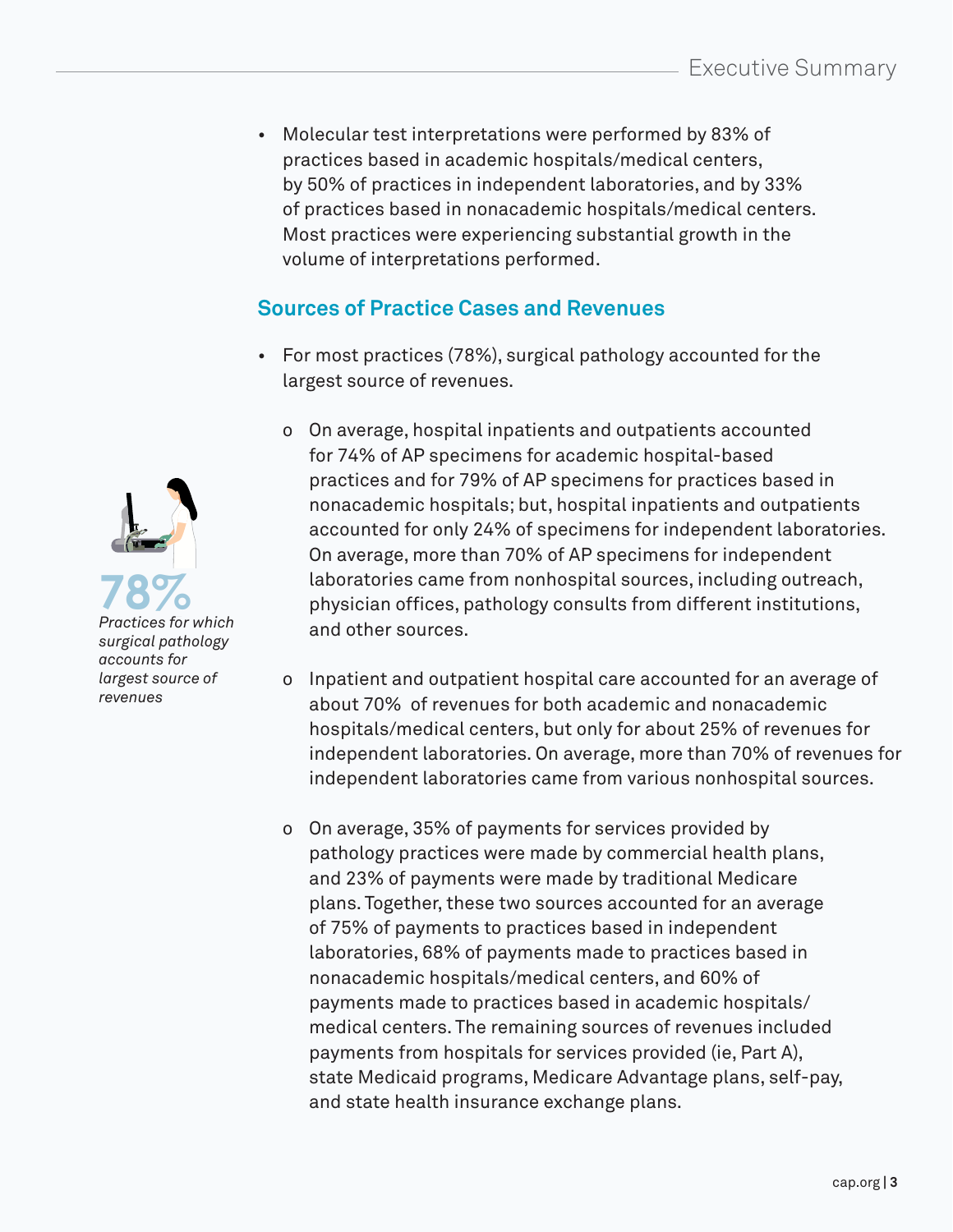- Molecular test interpretations were performed by 83% of practices based in academic hospitals/medical centers, by 50% of practices in independent laboratories, and by 33% of practices based in nonacademic hospitals/medical centers. Most practices were experiencing substantial growth in the volume of interpretations performed.

## Sources of Practice Cases and Revenues

- For most practices (78%), surgical pathology accounted for the largest source of revenues.
  - On average, hospital inpatients and outpatients accounted for 74% of AP specimens for academic hospital-based practices and for 79% of AP specimens for practices based in nonacademic hospitals; but, hospital inpatients and outpatients accounted for only 24% of specimens for independent laboratories. On average, more than 70% of AP specimens for independent laboratories came from nonhospital sources, including outreach, physician offices, pathology consults from different institutions, and other sources.
  - Inpatient and outpatient hospital care accounted for an average of about 70% of revenues for both academic and nonacademic hospitals/medical centers, but only for about 25% of revenues for independent laboratories. On average, more than 70% of revenues for independent laboratories came from various nonhospital sources.
  - On average, 35% of payments for services provided by pathology practices were made by commercial health plans, and 23% of payments were made by traditional Medicare plans. Together, these two sources accounted for an average of 75% of payments to practices based in independent laboratories, 68% of payments made to practices based in nonacademic hospitals/medical centers, and 60% of payments made to practices based in academic hospitals/medical centers. The remaining sources of revenues included payments from hospitals for services provided (ie, Part A), state Medicaid programs, Medicare Advantage plans, self-pay, and state health insurance exchange plans.

**78%**
*Practices for which surgical pathology accounts for largest source of revenues*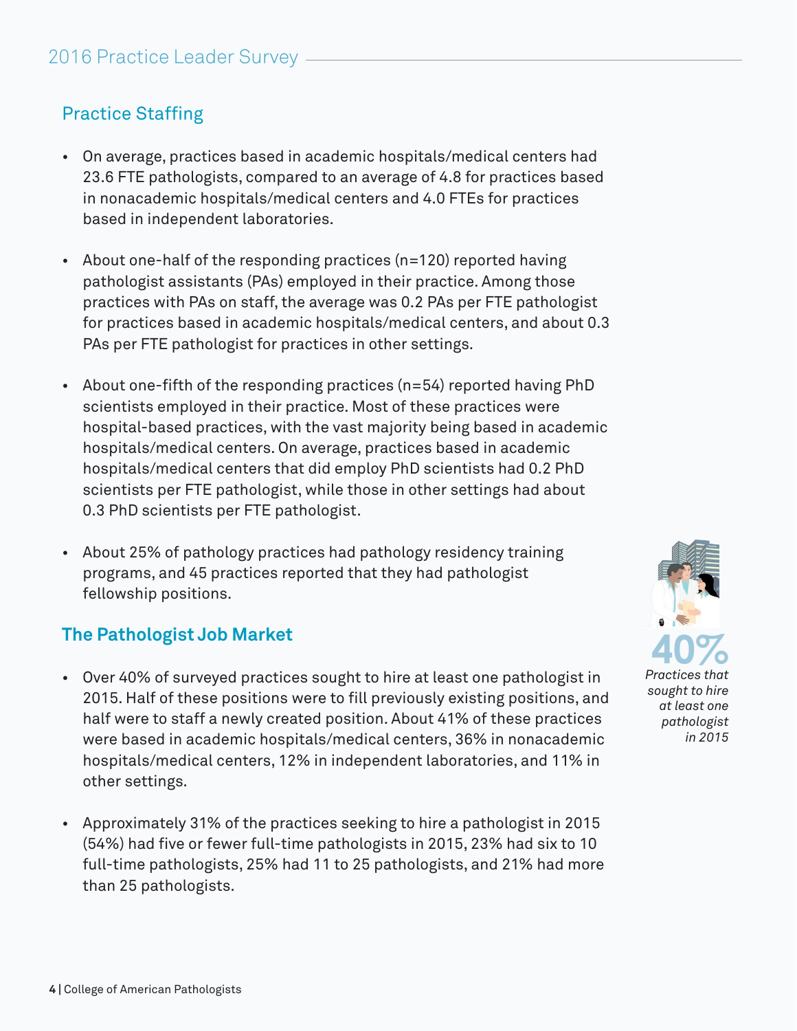## Practice Staffing

- On average, practices based in academic hospitals/medical centers had 23.6 FTE pathologists, compared to an average of 4.8 for practices based in nonacademic hospitals/medical centers and 4.0 FTEs for practices based in independent laboratories.
- About one-half of the responding practices (n=120) reported having pathologist assistants (PAs) employed in their practice. Among those practices with PAs on staff, the average was 0.2 PAs per FTE pathologist for practices based in academic hospitals/medical centers, and about 0.3 PAs per FTE pathologist for practices in other settings.
- About one-fifth of the responding practices (n=54) reported having PhD scientists employed in their practice. Most of these practices were hospital-based practices, with the vast majority being based in academic hospitals/medical centers. On average, practices based in academic hospitals/medical centers that did employ PhD scientists had 0.2 PhD scientists per FTE pathologist, while those in other settings had about 0.3 PhD scientists per FTE pathologist.
- About 25% of pathology practices had pathology residency training programs, and 45 practices reported that they had pathologist fellowship positions.

## The Pathologist Job Market

- Over 40% of surveyed practices sought to hire at least one pathologist in 2015. Half of these positions were to fill previously existing positions, and half were to staff a newly created position. About 41% of these practices were based in academic hospitals/medical centers, 36% in nonacademic hospitals/medical centers, 12% in independent laboratories, and 11% in other settings.
- Approximately 31% of the practices seeking to hire a pathologist in 2015 (54%) had five or fewer full-time pathologists in 2015, 23% had six to 10 full-time pathologists, 25% had 11 to 25 pathologists, and 21% had more than 25 pathologists.

**40%**
*Practices that sought to hire at least one pathologist in 2015*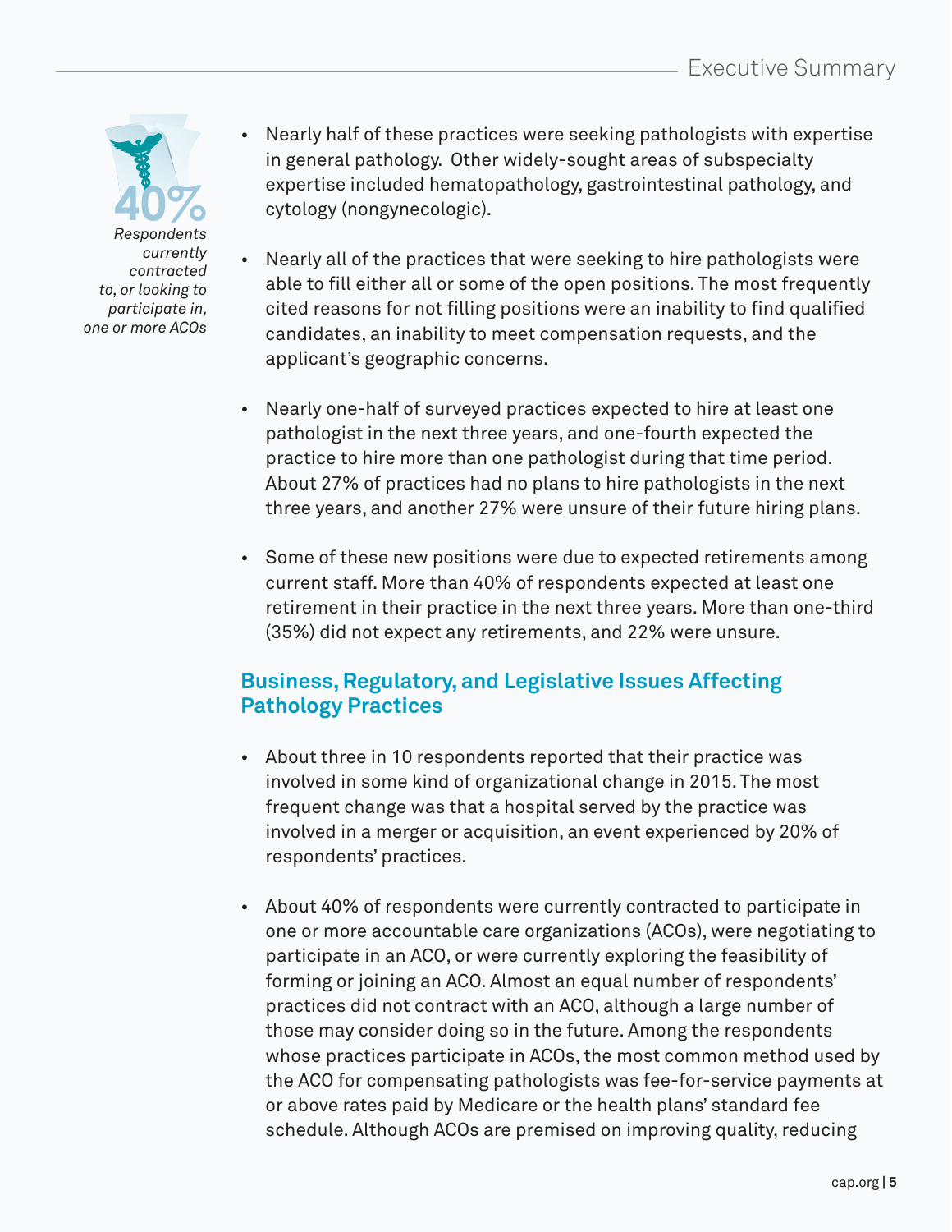**40%**
*Respondents currently contracted to, or looking to participate in, one or more ACOs*

- Nearly half of these practices were seeking pathologists with expertise in general pathology. Other widely-sought areas of subspecialty expertise included hematopathology, gastrointestinal pathology, and cytology (nongynecologic).
- Nearly all of the practices that were seeking to hire pathologists were able to fill either all or some of the open positions. The most frequently cited reasons for not filling positions were an inability to find qualified candidates, an inability to meet compensation requests, and the applicant's geographic concerns.
- Nearly one-half of surveyed practices expected to hire at least one pathologist in the next three years, and one-fourth expected the practice to hire more than one pathologist during that time period. About 27% of practices had no plans to hire pathologists in the next three years, and another 27% were unsure of their future hiring plans.
- Some of these new positions were due to expected retirements among current staff. More than 40% of respondents expected at least one retirement in their practice in the next three years. More than one-third (35%) did not expect any retirements, and 22% were unsure.

## Business, Regulatory, and Legislative Issues Affecting Pathology Practices

- About three in 10 respondents reported that their practice was involved in some kind of organizational change in 2015. The most frequent change was that a hospital served by the practice was involved in a merger or acquisition, an event experienced by 20% of respondents' practices.
- About 40% of respondents were currently contracted to participate in one or more accountable care organizations (ACOs), were negotiating to participate in an ACO, or were currently exploring the feasibility of forming or joining an ACO. Almost an equal number of respondents' practices did not contract with an ACO, although a large number of those may consider doing so in the future. Among the respondents whose practices participate in ACOs, the most common method used by the ACO for compensating pathologists was fee-for-service payments at or above rates paid by Medicare or the health plans' standard fee schedule. Although ACOs are premised on improving quality, reducing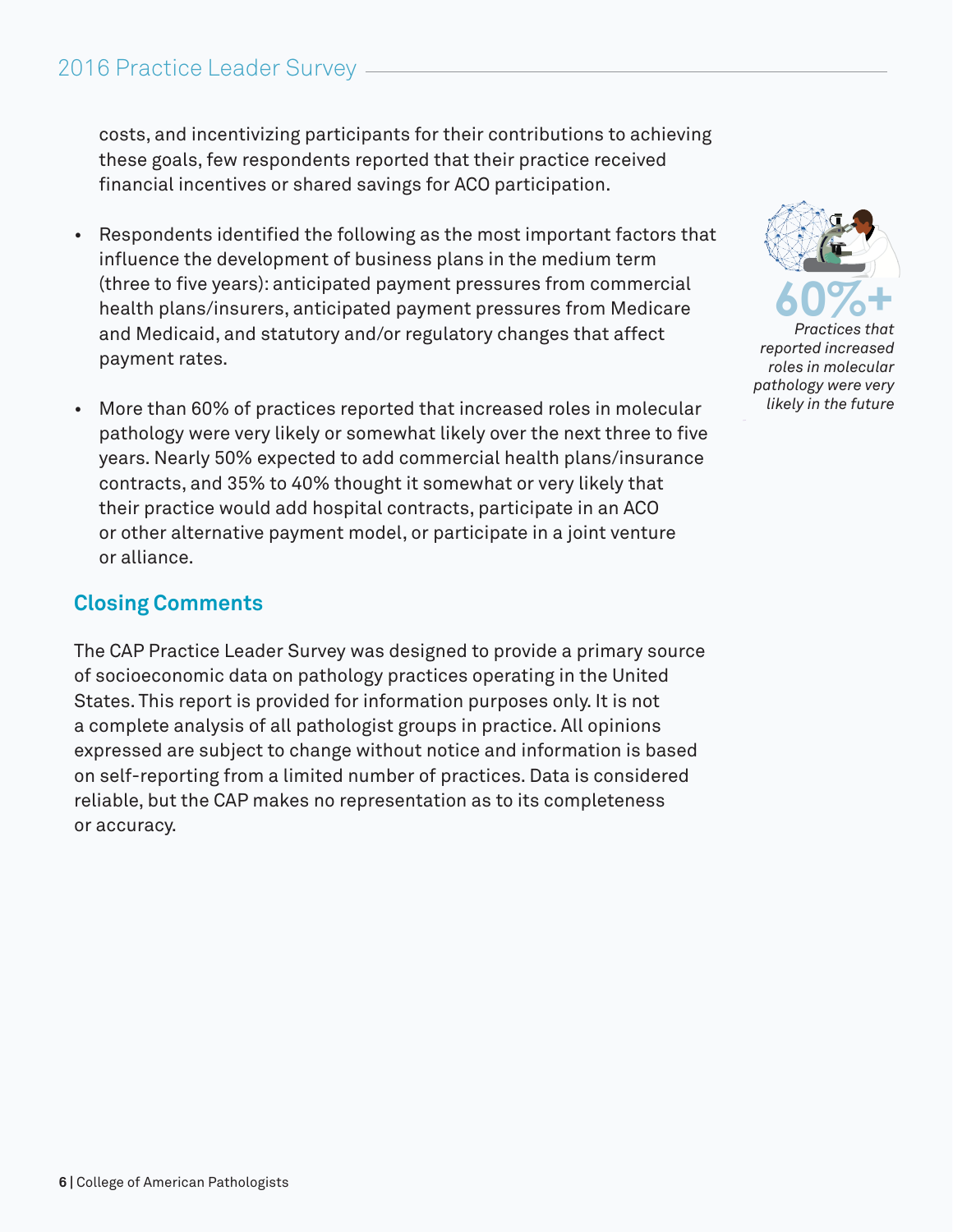costs, and incentivizing participants for their contributions to achieving these goals, few respondents reported that their practice received financial incentives or shared savings for ACO participation.

- Respondents identified the following as the most important factors that influence the development of business plans in the medium term (three to five years): anticipated payment pressures from commercial health plans/insurers, anticipated payment pressures from Medicare and Medicaid, and statutory and/or regulatory changes that affect payment rates.

- More than 60% of practices reported that increased roles in molecular pathology were very likely or somewhat likely over the next three to five years. Nearly 50% expected to add commercial health plans/insurance contracts, and 35% to 40% thought it somewhat or very likely that their practice would add hospital contracts, participate in an ACO or other alternative payment model, or participate in a joint venture or alliance.

**60%+**

*Practices that reported increased roles in molecular pathology were very likely in the future*

## Closing Comments

The CAP Practice Leader Survey was designed to provide a primary source of socioeconomic data on pathology practices operating in the United States. This report is provided for information purposes only. It is not a complete analysis of all pathologist groups in practice. All opinions expressed are subject to change without notice and information is based on self-reporting from a limited number of practices. Data is considered reliable, but the CAP makes no representation as to its completeness or accuracy.